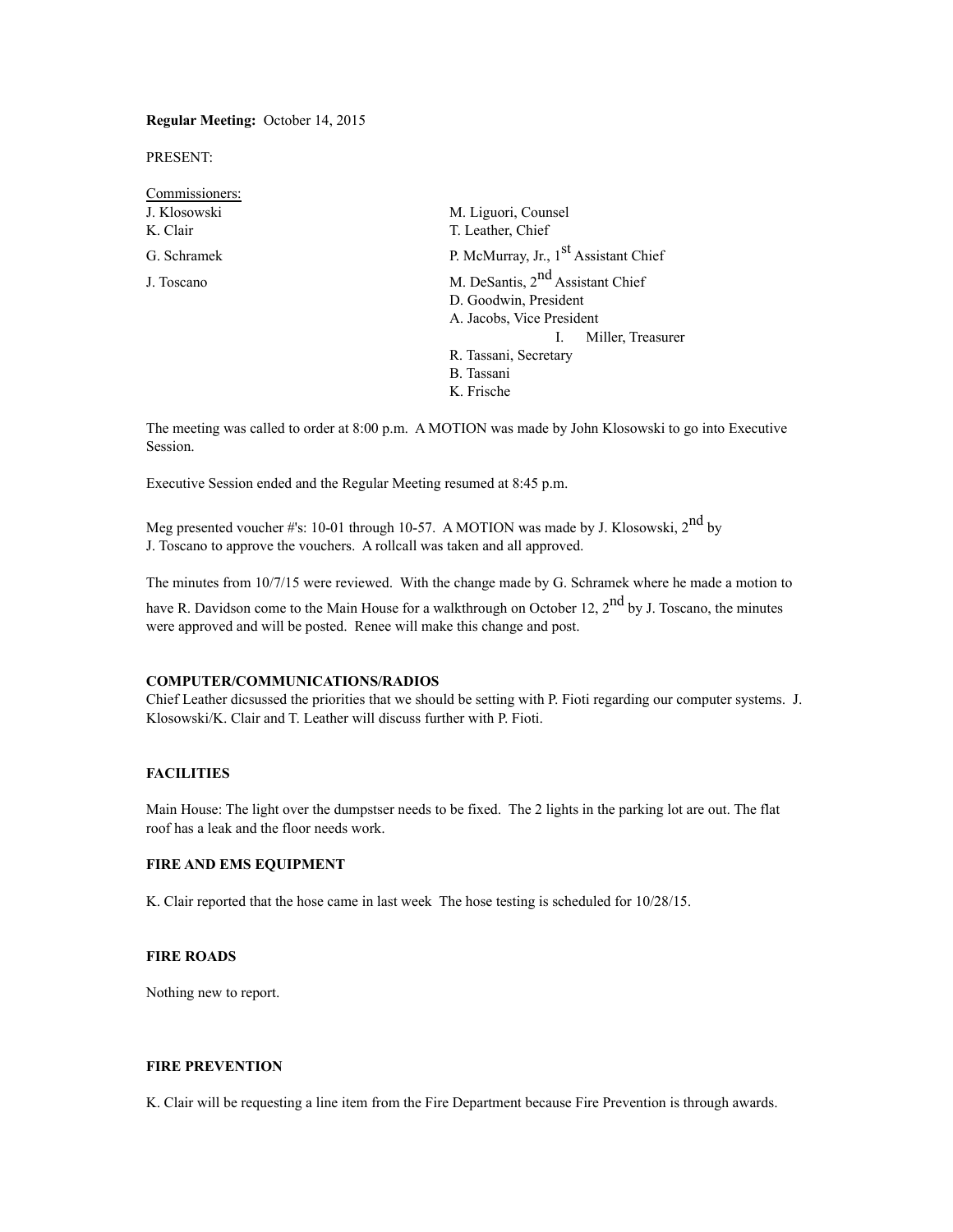**Regular Meeting:** October 14, 2015

PRESENT:

Commissioners:

| | |
|---|---|
| J. Klosowski | M. Liguori, Counsel |
| K. Clair | T. Leather, Chief |
| G. Schramek | P. McMurray, Jr., 1st Assistant Chief |
| J. Toscano | M. DeSantis, 2nd Assistant Chief |
| | D. Goodwin, President |
| | A. Jacobs, Vice President |
| | I. Miller, Treasurer |
| | R. Tassani, Secretary |
| | B. Tassani |
| | K. Frische |

The meeting was called to order at 8:00 p.m. A MOTION was made by John Klosowski to go into Executive Session.

Executive Session ended and the Regular Meeting resumed at 8:45 p.m.

Meg presented voucher #'s: 10-01 through 10-57. A MOTION was made by J. Klosowski, 2nd by J. Toscano to approve the vouchers. A rollcall was taken and all approved.

The minutes from 10/7/15 were reviewed. With the change made by G. Schramek where he made a motion to have R. Davidson come to the Main House for a walkthrough on October 12, 2nd by J. Toscano, the minutes were approved and will be posted. Renee will make this change and post.

**COMPUTER/COMMUNICATIONS/RADIOS**

Chief Leather dicsussed the priorities that we should be setting with P. Fioti regarding our computer systems. J. Klosowski/K. Clair and T. Leather will discuss further with P. Fioti.

**FACILITIES**

Main House: The light over the dumpstser needs to be fixed. The 2 lights in the parking lot are out. The flat roof has a leak and the floor needs work.

**FIRE AND EMS EQUIPMENT**

K. Clair reported that the hose came in last week The hose testing is scheduled for 10/28/15.

**FIRE ROADS**

Nothing new to report.

**FIRE PREVENTION**

K. Clair will be requesting a line item from the Fire Department because Fire Prevention is through awards.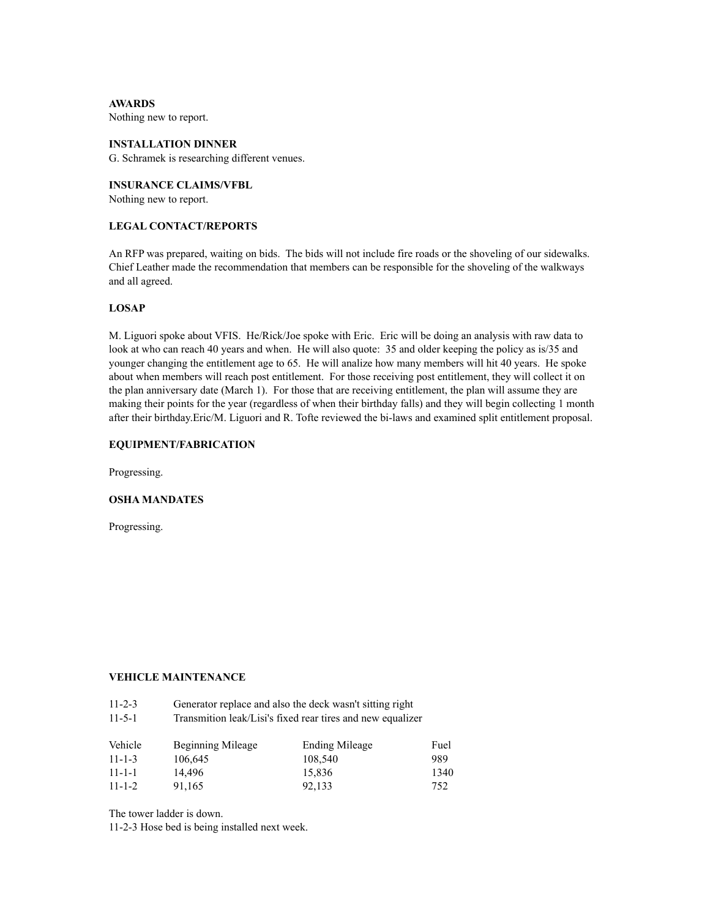**AWARDS**

Nothing new to report.

**INSTALLATION DINNER**

G. Schramek is researching different venues.

**INSURANCE CLAIMS/VFBL**

Nothing new to report.

**LEGAL CONTACT/REPORTS**

An RFP was prepared, waiting on bids. The bids will not include fire roads or the shoveling of our sidewalks. Chief Leather made the recommendation that members can be responsible for the shoveling of the walkways and all agreed.

**LOSAP**

M. Liguori spoke about VFIS. He/Rick/Joe spoke with Eric. Eric will be doing an analysis with raw data to look at who can reach 40 years and when. He will also quote: 35 and older keeping the policy as is/35 and younger changing the entitlement age to 65. He will analize how many members will hit 40 years. He spoke about when members will reach post entitlement. For those receiving post entitlement, they will collect it on the plan anniversary date (March 1). For those that are receiving entitlement, the plan will assume they are making their points for the year (regardless of when their birthday falls) and they will begin collecting 1 month after their birthday.Eric/M. Liguori and R. Tofte reviewed the bi-laws and examined split entitlement proposal.

**EQUIPMENT/FABRICATION**

Progressing.

**OSHA MANDATES**

Progressing.

**VEHICLE MAINTENANCE**

| | |
|---|---|
| 11-2-3 | Generator replace and also the deck wasn't sitting right |
| 11-5-1 | Transmition leak/Lisi's fixed rear tires and new equalizer |

| Vehicle | Beginning Mileage | Ending Mileage | Fuel |
|---|---|---|---|
| 11-1-3 | 106,645 | 108,540 | 989 |
| 11-1-1 | 14,496 | 15,836 | 1340 |
| 11-1-2 | 91,165 | 92,133 | 752 |

The tower ladder is down.
11-2-3 Hose bed is being installed next week.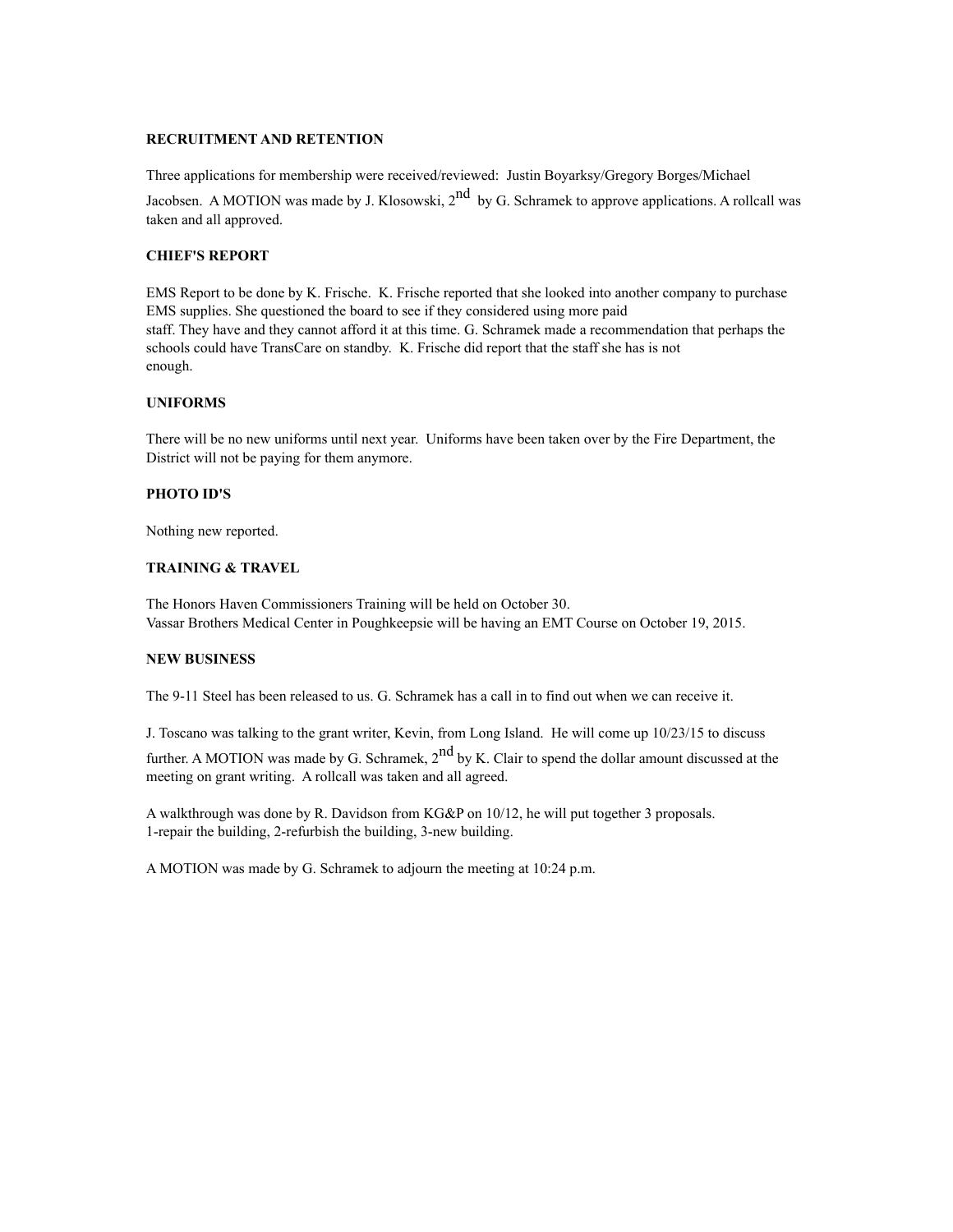**RECRUITMENT AND RETENTION**

Three applications for membership were received/reviewed: Justin Boyarksy/Gregory Borges/Michael Jacobsen. A MOTION was made by J. Klosowski, 2nd by G. Schramek to approve applications. A rollcall was taken and all approved.

**CHIEF'S REPORT**

EMS Report to be done by K. Frische. K. Frische reported that she looked into another company to purchase EMS supplies. She questioned the board to see if they considered using more paid staff. They have and they cannot afford it at this time. G. Schramek made a recommendation that perhaps the schools could have TransCare on standby. K. Frische did report that the staff she has is not enough.

**UNIFORMS**

There will be no new uniforms until next year. Uniforms have been taken over by the Fire Department, the District will not be paying for them anymore.

**PHOTO ID'S**

Nothing new reported.

**TRAINING & TRAVEL**

The Honors Haven Commissioners Training will be held on October 30.
Vassar Brothers Medical Center in Poughkeepsie will be having an EMT Course on October 19, 2015.

**NEW BUSINESS**

The 9-11 Steel has been released to us. G. Schramek has a call in to find out when we can receive it.

J. Toscano was talking to the grant writer, Kevin, from Long Island. He will come up 10/23/15 to discuss further. A MOTION was made by G. Schramek, 2nd by K. Clair to spend the dollar amount discussed at the meeting on grant writing. A rollcall was taken and all agreed.

A walkthrough was done by R. Davidson from KG&P on 10/12, he will put together 3 proposals.
1-repair the building, 2-refurbish the building, 3-new building.

A MOTION was made by G. Schramek to adjourn the meeting at 10:24 p.m.